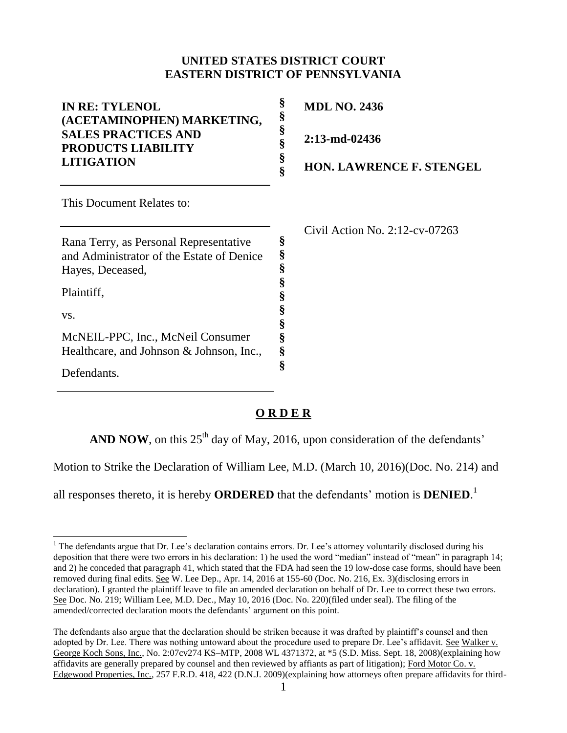**UNITED STATES DISTRICT COURT**
**EASTERN DISTRICT OF PENNSYLVANIA**

| | | |
|---|---|---|
| **IN RE: TYLENOL (ACETAMINOPHEN) MARKETING, SALES PRACTICES AND PRODUCTS LIABILITY LITIGATION** | § § § § § § | **MDL NO. 2436** <br> **2:13-md-02436** <br> **HON. LAWRENCE F. STENGEL** |

This Document Relates to:

| | | |
|---|---|---|
| Rana Terry, as Personal Representative and Administrator of the Estate of Denice Hayes, Deceased, <br> Plaintiff, <br> vs. <br> McNEIL-PPC, Inc., McNeil Consumer Healthcare, and Johnson & Johnson, Inc., <br> Defendants. | § § § § § § § § § § | Civil Action No. 2:12-cv-07263 |

## O R D E R

**AND NOW**, on this 25th day of May, 2016, upon consideration of the defendants' Motion to Strike the Declaration of William Lee, M.D. (March 10, 2016)(Doc. No. 214) and all responses thereto, it is hereby **ORDERED** that the defendants' motion is **DENIED**.[1]

---

[1] The defendants argue that Dr. Lee's declaration contains errors. Dr. Lee's attorney voluntarily disclosed during his deposition that there were two errors in his declaration: 1) he used the word "median" instead of "mean" in paragraph 14; and 2) he conceded that paragraph 41, which stated that the FDA had seen the 19 low-dose case forms, should have been removed during final edits. See W. Lee Dep., Apr. 14, 2016 at 155-60 (Doc. No. 216, Ex. 3)(disclosing errors in declaration). I granted the plaintiff leave to file an amended declaration on behalf of Dr. Lee to correct these two errors. See Doc. No. 219; William Lee, M.D. Dec., May 10, 2016 (Doc. No. 220)(filed under seal). The filing of the amended/corrected declaration moots the defendants' argument on this point.

The defendants also argue that the declaration should be striken because it was drafted by plaintiff's counsel and then adopted by Dr. Lee. There was nothing untoward about the procedure used to prepare Dr. Lee's affidavit. See Walker v. George Koch Sons, Inc., No. 2:07cv274 KS–MTP, 2008 WL 4371372, at *5 (S.D. Miss. Sept. 18, 2008)(explaining how affidavits are generally prepared by counsel and then reviewed by affiants as part of litigation); Ford Motor Co. v. Edgewood Properties, Inc., 257 F.R.D. 418, 422 (D.N.J. 2009)(explaining how attorneys often prepare affidavits for third-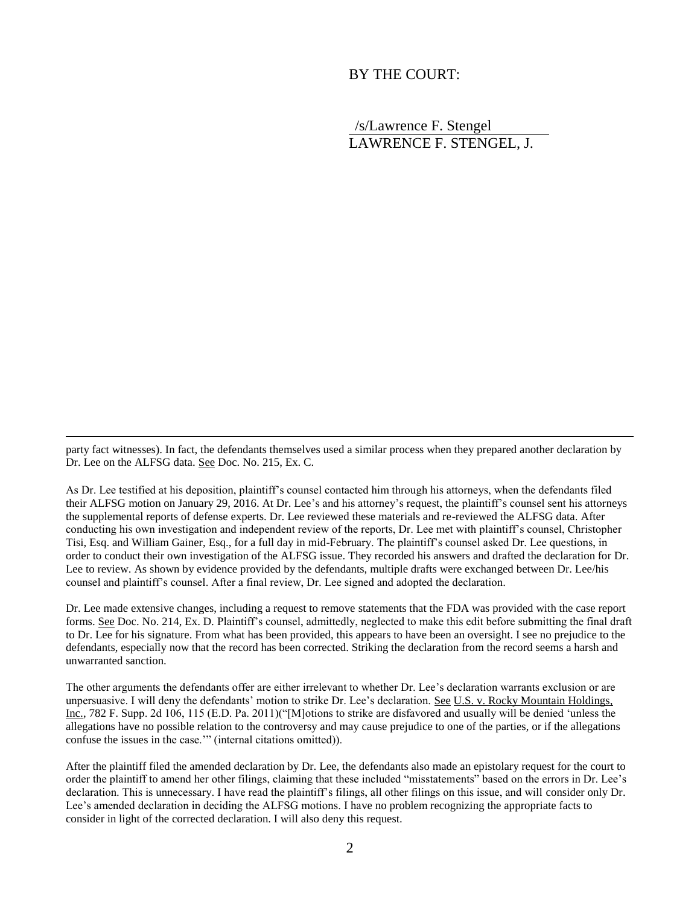BY THE COURT:

/s/Lawrence F. Stengel
LAWRENCE F. STENGEL, J.

---

party fact witnesses). In fact, the defendants themselves used a similar process when they prepared another declaration by Dr. Lee on the ALFSG data. See Doc. No. 215, Ex. C.

As Dr. Lee testified at his deposition, plaintiff's counsel contacted him through his attorneys, when the defendants filed their ALFSG motion on January 29, 2016. At Dr. Lee's and his attorney's request, the plaintiff's counsel sent his attorneys the supplemental reports of defense experts. Dr. Lee reviewed these materials and re-reviewed the ALFSG data. After conducting his own investigation and independent review of the reports, Dr. Lee met with plaintiff's counsel, Christopher Tisi, Esq. and William Gainer, Esq., for a full day in mid-February. The plaintiff's counsel asked Dr. Lee questions, in order to conduct their own investigation of the ALFSG issue. They recorded his answers and drafted the declaration for Dr. Lee to review. As shown by evidence provided by the defendants, multiple drafts were exchanged between Dr. Lee/his counsel and plaintiff's counsel. After a final review, Dr. Lee signed and adopted the declaration.

Dr. Lee made extensive changes, including a request to remove statements that the FDA was provided with the case report forms. See Doc. No. 214, Ex. D. Plaintiff's counsel, admittedly, neglected to make this edit before submitting the final draft to Dr. Lee for his signature. From what has been provided, this appears to have been an oversight. I see no prejudice to the defendants, especially now that the record has been corrected. Striking the declaration from the record seems a harsh and unwarranted sanction.

The other arguments the defendants offer are either irrelevant to whether Dr. Lee's declaration warrants exclusion or are unpersuasive. I will deny the defendants' motion to strike Dr. Lee's declaration. See U.S. v. Rocky Mountain Holdings, Inc., 782 F. Supp. 2d 106, 115 (E.D. Pa. 2011)("[M]otions to strike are disfavored and usually will be denied 'unless the allegations have no possible relation to the controversy and may cause prejudice to one of the parties, or if the allegations confuse the issues in the case.'" (internal citations omitted)).

After the plaintiff filed the amended declaration by Dr. Lee, the defendants also made an epistolary request for the court to order the plaintiff to amend her other filings, claiming that these included "misstatements" based on the errors in Dr. Lee's declaration. This is unnecessary. I have read the plaintiff's filings, all other filings on this issue, and will consider only Dr. Lee's amended declaration in deciding the ALFSG motions. I have no problem recognizing the appropriate facts to consider in light of the corrected declaration. I will also deny this request.